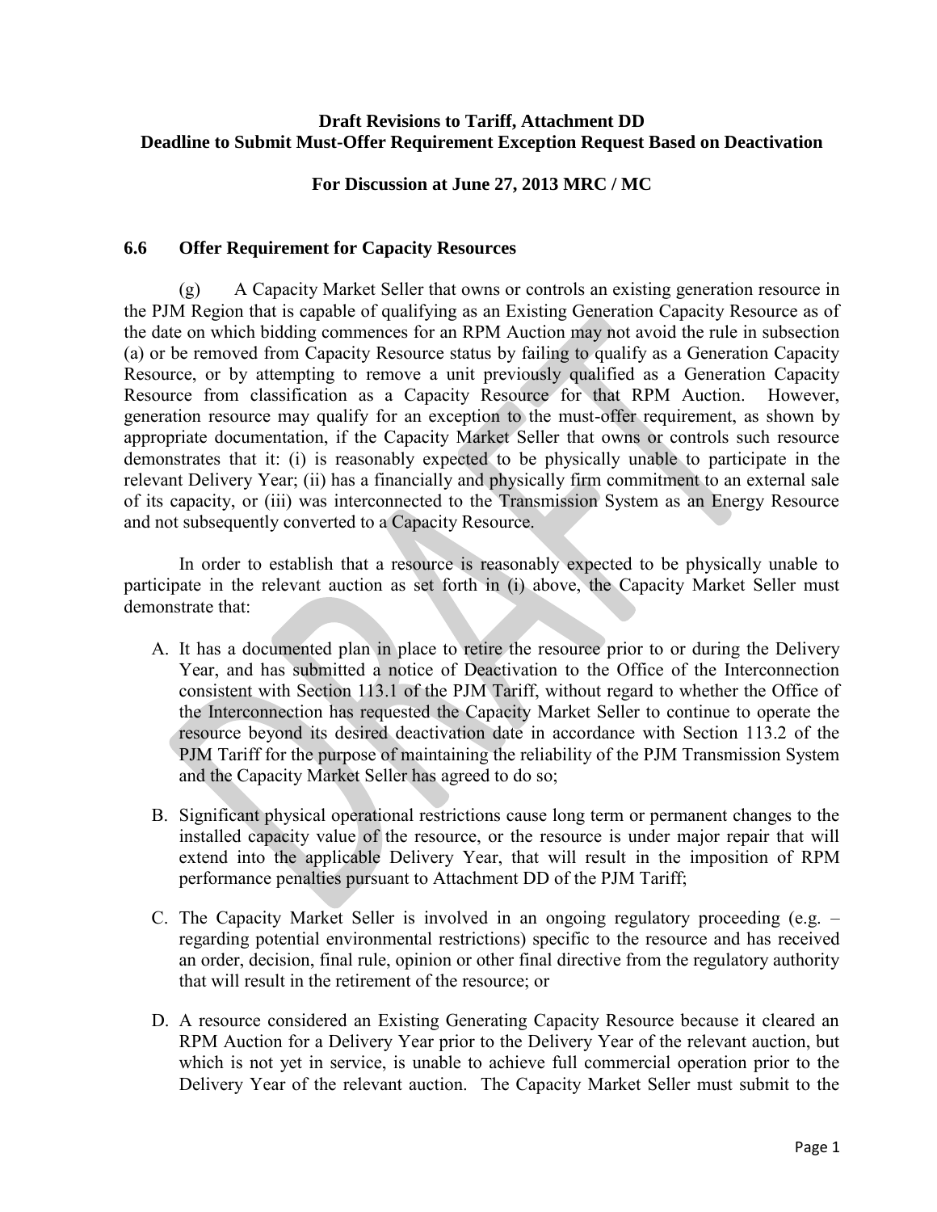**Draft Revisions to Tariff, Attachment DD**
**Deadline to Submit Must-Offer Requirement Exception Request Based on Deactivation**

**For Discussion at June 27, 2013 MRC / MC**

## 6.6 Offer Requirement for Capacity Resources

(g) A Capacity Market Seller that owns or controls an existing generation resource in the PJM Region that is capable of qualifying as an Existing Generation Capacity Resource as of the date on which bidding commences for an RPM Auction may not avoid the rule in subsection (a) or be removed from Capacity Resource status by failing to qualify as a Generation Capacity Resource, or by attempting to remove a unit previously qualified as a Generation Capacity Resource from classification as a Capacity Resource for that RPM Auction. However, generation resource may qualify for an exception to the must-offer requirement, as shown by appropriate documentation, if the Capacity Market Seller that owns or controls such resource demonstrates that it: (i) is reasonably expected to be physically unable to participate in the relevant Delivery Year; (ii) has a financially and physically firm commitment to an external sale of its capacity, or (iii) was interconnected to the Transmission System as an Energy Resource and not subsequently converted to a Capacity Resource.

In order to establish that a resource is reasonably expected to be physically unable to participate in the relevant auction as set forth in (i) above, the Capacity Market Seller must demonstrate that:

A. It has a documented plan in place to retire the resource prior to or during the Delivery Year, and has submitted a notice of Deactivation to the Office of the Interconnection consistent with Section 113.1 of the PJM Tariff, without regard to whether the Office of the Interconnection has requested the Capacity Market Seller to continue to operate the resource beyond its desired deactivation date in accordance with Section 113.2 of the PJM Tariff for the purpose of maintaining the reliability of the PJM Transmission System and the Capacity Market Seller has agreed to do so;

B. Significant physical operational restrictions cause long term or permanent changes to the installed capacity value of the resource, or the resource is under major repair that will extend into the applicable Delivery Year, that will result in the imposition of RPM performance penalties pursuant to Attachment DD of the PJM Tariff;

C. The Capacity Market Seller is involved in an ongoing regulatory proceeding (e.g. – regarding potential environmental restrictions) specific to the resource and has received an order, decision, final rule, opinion or other final directive from the regulatory authority that will result in the retirement of the resource; or

D. A resource considered an Existing Generating Capacity Resource because it cleared an RPM Auction for a Delivery Year prior to the Delivery Year of the relevant auction, but which is not yet in service, is unable to achieve full commercial operation prior to the Delivery Year of the relevant auction. The Capacity Market Seller must submit to the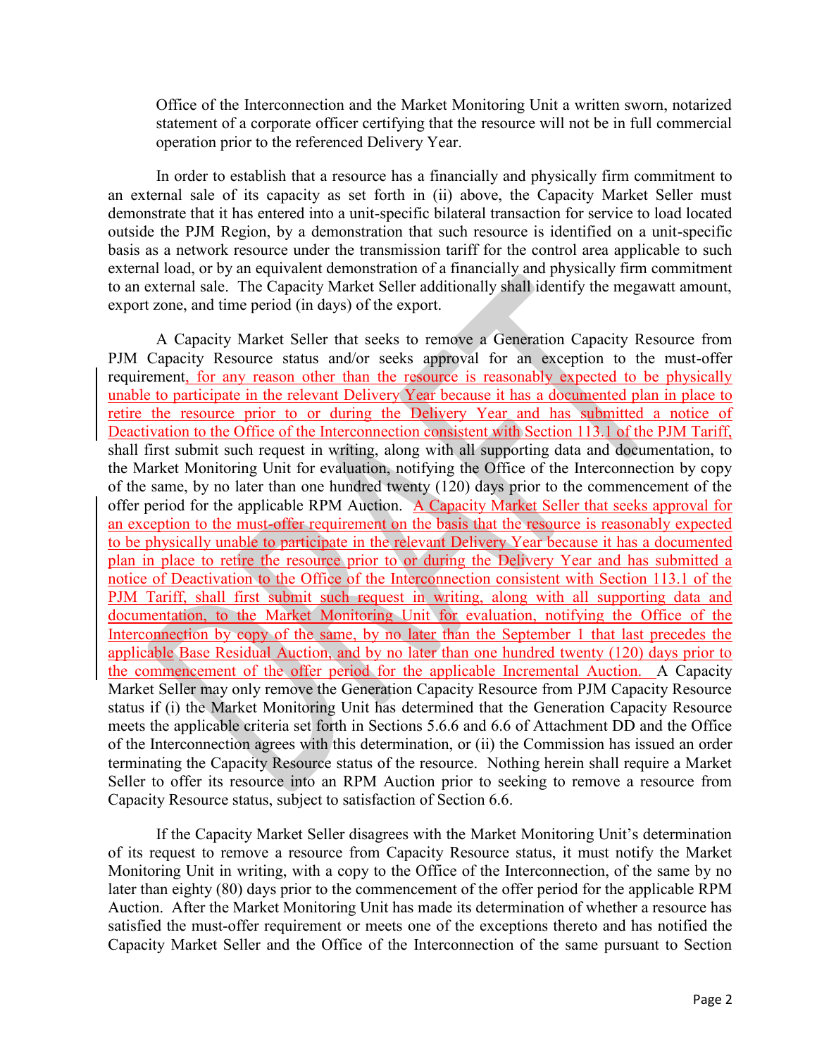Office of the Interconnection and the Market Monitoring Unit a written sworn, notarized statement of a corporate officer certifying that the resource will not be in full commercial operation prior to the referenced Delivery Year.

In order to establish that a resource has a financially and physically firm commitment to an external sale of its capacity as set forth in (ii) above, the Capacity Market Seller must demonstrate that it has entered into a unit-specific bilateral transaction for service to load located outside the PJM Region, by a demonstration that such resource is identified on a unit-specific basis as a network resource under the transmission tariff for the control area applicable to such external load, or by an equivalent demonstration of a financially and physically firm commitment to an external sale. The Capacity Market Seller additionally shall identify the megawatt amount, export zone, and time period (in days) of the export.

A Capacity Market Seller that seeks to remove a Generation Capacity Resource from PJM Capacity Resource status and/or seeks approval for an exception to the must-offer requirement, for any reason other than the resource is reasonably expected to be physically unable to participate in the relevant Delivery Year because it has a documented plan in place to retire the resource prior to or during the Delivery Year and has submitted a notice of Deactivation to the Office of the Interconnection consistent with Section 113.1 of the PJM Tariff, shall first submit such request in writing, along with all supporting data and documentation, to the Market Monitoring Unit for evaluation, notifying the Office of the Interconnection by copy of the same, by no later than one hundred twenty (120) days prior to the commencement of the offer period for the applicable RPM Auction. A Capacity Market Seller that seeks approval for an exception to the must-offer requirement on the basis that the resource is reasonably expected to be physically unable to participate in the relevant Delivery Year because it has a documented plan in place to retire the resource prior to or during the Delivery Year and has submitted a notice of Deactivation to the Office of the Interconnection consistent with Section 113.1 of the PJM Tariff, shall first submit such request in writing, along with all supporting data and documentation, to the Market Monitoring Unit for evaluation, notifying the Office of the Interconnection by copy of the same, by no later than the September 1 that last precedes the applicable Base Residual Auction, and by no later than one hundred twenty (120) days prior to the commencement of the offer period for the applicable Incremental Auction. A Capacity Market Seller may only remove the Generation Capacity Resource from PJM Capacity Resource status if (i) the Market Monitoring Unit has determined that the Generation Capacity Resource meets the applicable criteria set forth in Sections 5.6.6 and 6.6 of Attachment DD and the Office of the Interconnection agrees with this determination, or (ii) the Commission has issued an order terminating the Capacity Resource status of the resource. Nothing herein shall require a Market Seller to offer its resource into an RPM Auction prior to seeking to remove a resource from Capacity Resource status, subject to satisfaction of Section 6.6.

If the Capacity Market Seller disagrees with the Market Monitoring Unit's determination of its request to remove a resource from Capacity Resource status, it must notify the Market Monitoring Unit in writing, with a copy to the Office of the Interconnection, of the same by no later than eighty (80) days prior to the commencement of the offer period for the applicable RPM Auction. After the Market Monitoring Unit has made its determination of whether a resource has satisfied the must-offer requirement or meets one of the exceptions thereto and has notified the Capacity Market Seller and the Office of the Interconnection of the same pursuant to Section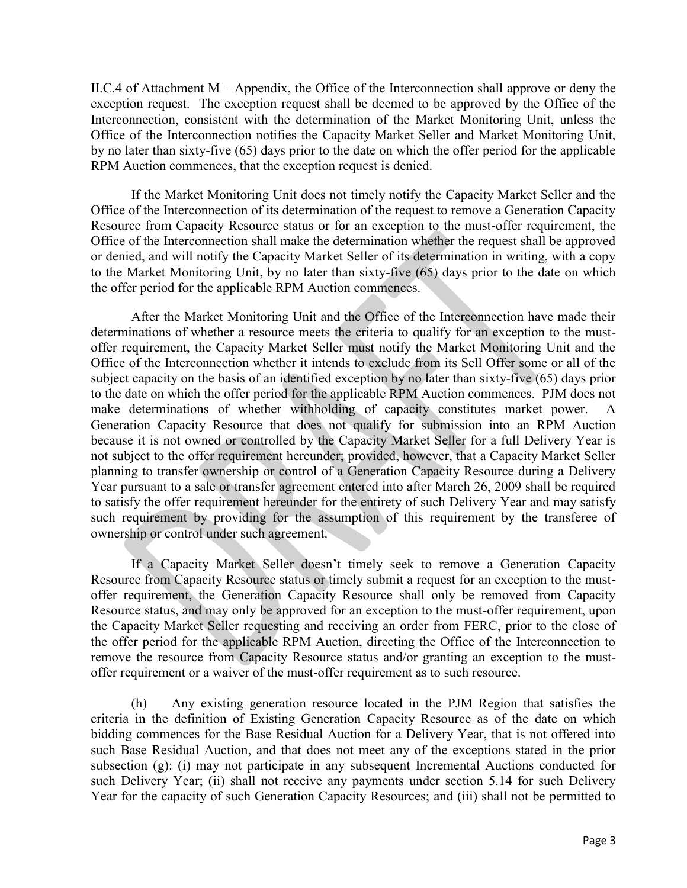II.C.4 of Attachment M – Appendix, the Office of the Interconnection shall approve or deny the exception request. The exception request shall be deemed to be approved by the Office of the Interconnection, consistent with the determination of the Market Monitoring Unit, unless the Office of the Interconnection notifies the Capacity Market Seller and Market Monitoring Unit, by no later than sixty-five (65) days prior to the date on which the offer period for the applicable RPM Auction commences, that the exception request is denied.

If the Market Monitoring Unit does not timely notify the Capacity Market Seller and the Office of the Interconnection of its determination of the request to remove a Generation Capacity Resource from Capacity Resource status or for an exception to the must-offer requirement, the Office of the Interconnection shall make the determination whether the request shall be approved or denied, and will notify the Capacity Market Seller of its determination in writing, with a copy to the Market Monitoring Unit, by no later than sixty-five (65) days prior to the date on which the offer period for the applicable RPM Auction commences.

After the Market Monitoring Unit and the Office of the Interconnection have made their determinations of whether a resource meets the criteria to qualify for an exception to the must-offer requirement, the Capacity Market Seller must notify the Market Monitoring Unit and the Office of the Interconnection whether it intends to exclude from its Sell Offer some or all of the subject capacity on the basis of an identified exception by no later than sixty-five (65) days prior to the date on which the offer period for the applicable RPM Auction commences. PJM does not make determinations of whether withholding of capacity constitutes market power. A Generation Capacity Resource that does not qualify for submission into an RPM Auction because it is not owned or controlled by the Capacity Market Seller for a full Delivery Year is not subject to the offer requirement hereunder; provided, however, that a Capacity Market Seller planning to transfer ownership or control of a Generation Capacity Resource during a Delivery Year pursuant to a sale or transfer agreement entered into after March 26, 2009 shall be required to satisfy the offer requirement hereunder for the entirety of such Delivery Year and may satisfy such requirement by providing for the assumption of this requirement by the transferee of ownership or control under such agreement.

If a Capacity Market Seller doesn't timely seek to remove a Generation Capacity Resource from Capacity Resource status or timely submit a request for an exception to the must-offer requirement, the Generation Capacity Resource shall only be removed from Capacity Resource status, and may only be approved for an exception to the must-offer requirement, upon the Capacity Market Seller requesting and receiving an order from FERC, prior to the close of the offer period for the applicable RPM Auction, directing the Office of the Interconnection to remove the resource from Capacity Resource status and/or granting an exception to the must-offer requirement or a waiver of the must-offer requirement as to such resource.

(h) Any existing generation resource located in the PJM Region that satisfies the criteria in the definition of Existing Generation Capacity Resource as of the date on which bidding commences for the Base Residual Auction for a Delivery Year, that is not offered into such Base Residual Auction, and that does not meet any of the exceptions stated in the prior subsection (g): (i) may not participate in any subsequent Incremental Auctions conducted for such Delivery Year; (ii) shall not receive any payments under section 5.14 for such Delivery Year for the capacity of such Generation Capacity Resources; and (iii) shall not be permitted to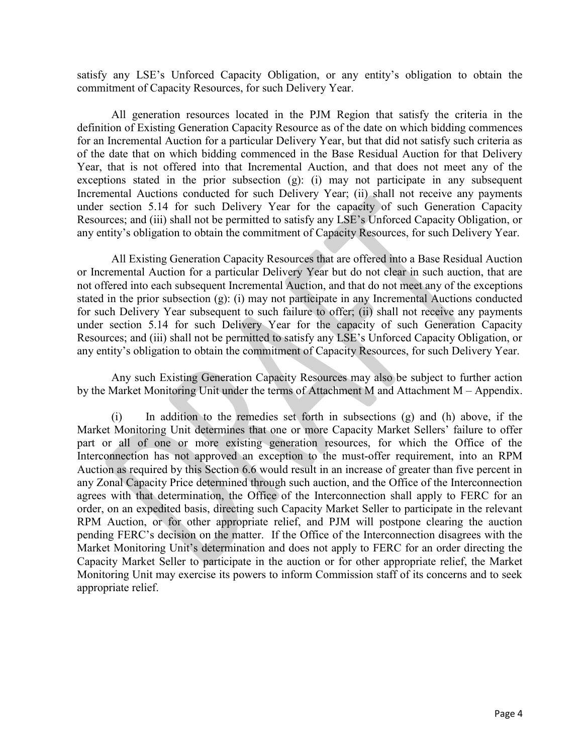satisfy any LSE's Unforced Capacity Obligation, or any entity's obligation to obtain the commitment of Capacity Resources, for such Delivery Year.

All generation resources located in the PJM Region that satisfy the criteria in the definition of Existing Generation Capacity Resource as of the date on which bidding commences for an Incremental Auction for a particular Delivery Year, but that did not satisfy such criteria as of the date that on which bidding commenced in the Base Residual Auction for that Delivery Year, that is not offered into that Incremental Auction, and that does not meet any of the exceptions stated in the prior subsection (g): (i) may not participate in any subsequent Incremental Auctions conducted for such Delivery Year; (ii) shall not receive any payments under section 5.14 for such Delivery Year for the capacity of such Generation Capacity Resources; and (iii) shall not be permitted to satisfy any LSE's Unforced Capacity Obligation, or any entity's obligation to obtain the commitment of Capacity Resources, for such Delivery Year.

All Existing Generation Capacity Resources that are offered into a Base Residual Auction or Incremental Auction for a particular Delivery Year but do not clear in such auction, that are not offered into each subsequent Incremental Auction, and that do not meet any of the exceptions stated in the prior subsection (g): (i) may not participate in any Incremental Auctions conducted for such Delivery Year subsequent to such failure to offer; (ii) shall not receive any payments under section 5.14 for such Delivery Year for the capacity of such Generation Capacity Resources; and (iii) shall not be permitted to satisfy any LSE's Unforced Capacity Obligation, or any entity's obligation to obtain the commitment of Capacity Resources, for such Delivery Year.

Any such Existing Generation Capacity Resources may also be subject to further action by the Market Monitoring Unit under the terms of Attachment M and Attachment M – Appendix.

(i) In addition to the remedies set forth in subsections (g) and (h) above, if the Market Monitoring Unit determines that one or more Capacity Market Sellers' failure to offer part or all of one or more existing generation resources, for which the Office of the Interconnection has not approved an exception to the must-offer requirement, into an RPM Auction as required by this Section 6.6 would result in an increase of greater than five percent in any Zonal Capacity Price determined through such auction, and the Office of the Interconnection agrees with that determination, the Office of the Interconnection shall apply to FERC for an order, on an expedited basis, directing such Capacity Market Seller to participate in the relevant RPM Auction, or for other appropriate relief, and PJM will postpone clearing the auction pending FERC's decision on the matter. If the Office of the Interconnection disagrees with the Market Monitoring Unit's determination and does not apply to FERC for an order directing the Capacity Market Seller to participate in the auction or for other appropriate relief, the Market Monitoring Unit may exercise its powers to inform Commission staff of its concerns and to seek appropriate relief.